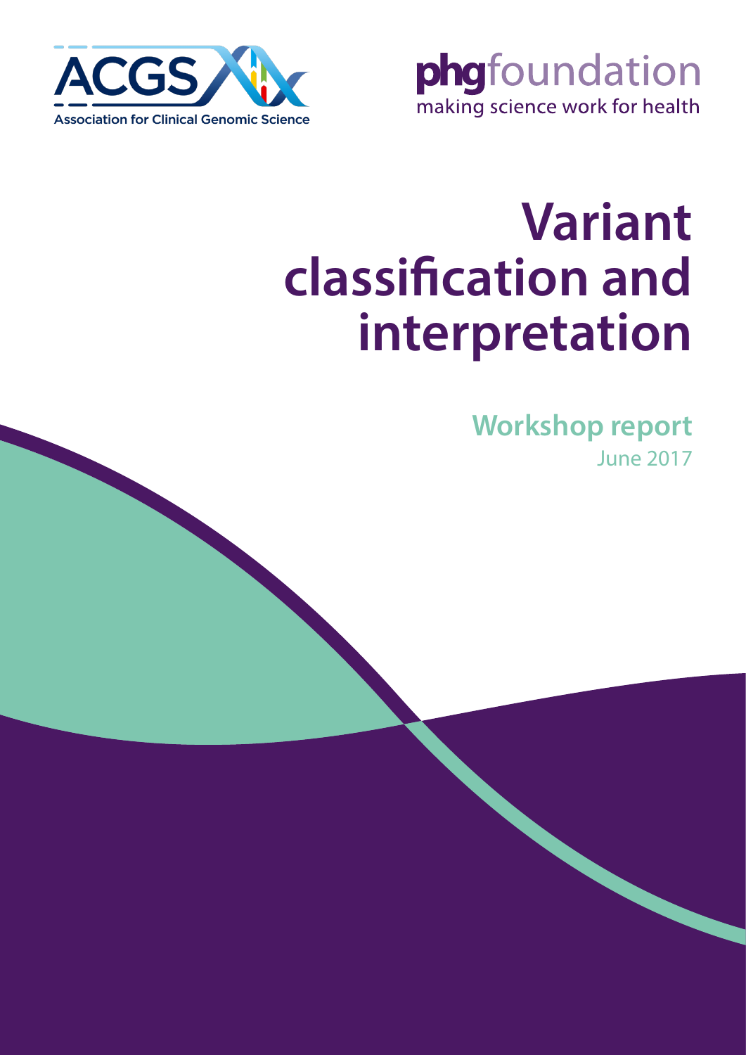ACGS

Association for Clinical Genomic Science

**phg**foundation

making science work for health

# Variant classification and interpretation

## Workshop report

June 2017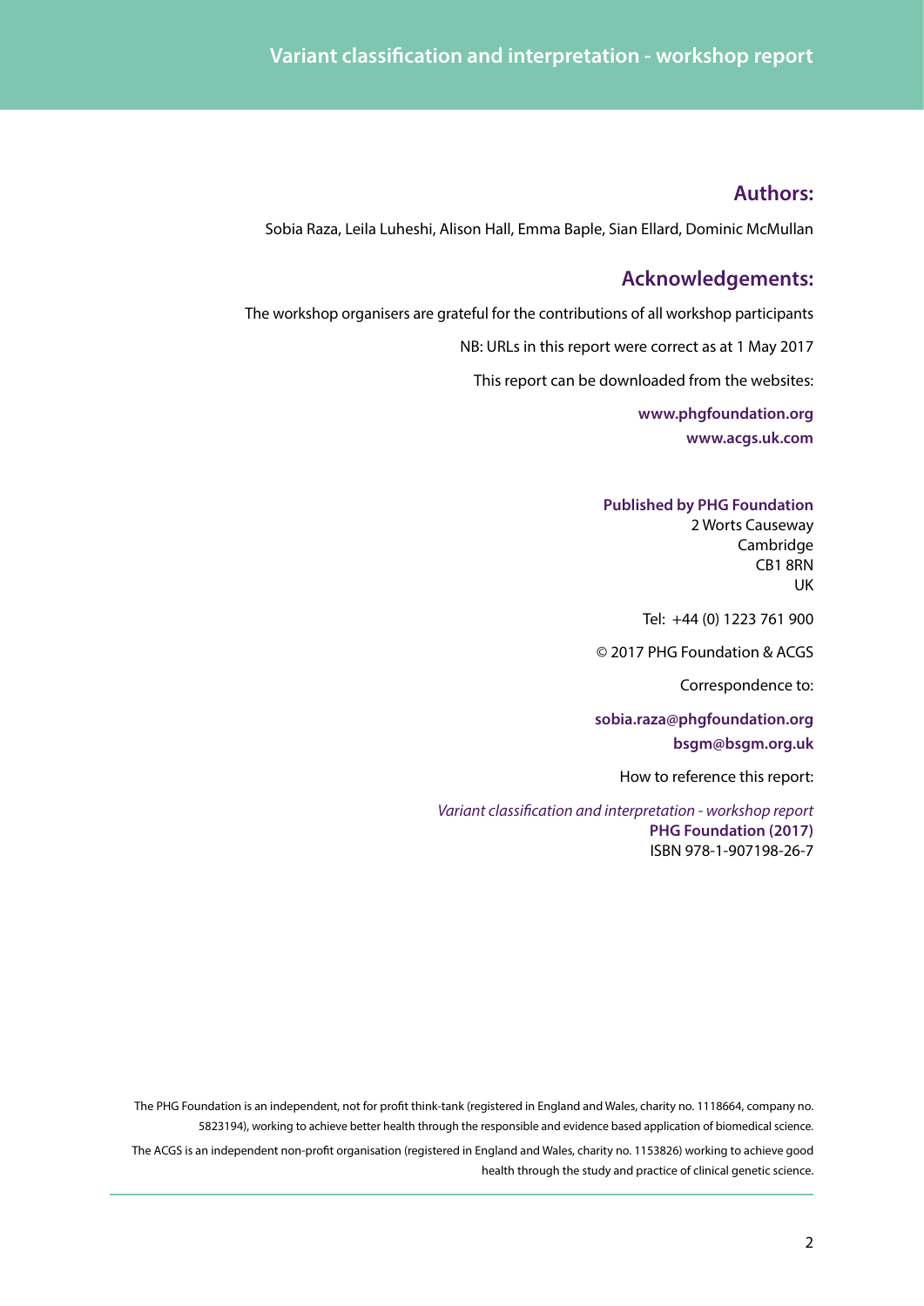## Authors:

Sobia Raza, Leila Luheshi, Alison Hall, Emma Baple, Sian Ellard, Dominic McMullan

## Acknowledgements:

The workshop organisers are grateful for the contributions of all workshop participants

NB: URLs in this report were correct as at 1 May 2017

This report can be downloaded from the websites:

**www.phgfoundation.org**
**www.acgs.uk.com**

**Published by PHG Foundation**
2 Worts Causeway
Cambridge
CB1 8RN
UK

Tel: +44 (0) 1223 761 900

© 2017 PHG Foundation & ACGS

Correspondence to:

**sobia.raza@phgfoundation.org**
**bsgm@bsgm.org.uk**

How to reference this report:

*Variant classification and interpretation - workshop report*
**PHG Foundation (2017)**
ISBN 978-1-907198-26-7

The PHG Foundation is an independent, not for profit think-tank (registered in England and Wales, charity no. 1118664, company no. 5823194), working to achieve better health through the responsible and evidence based application of biomedical science.

The ACGS is an independent non-profit organisation (registered in England and Wales, charity no. 1153826) working to achieve good health through the study and practice of clinical genetic science.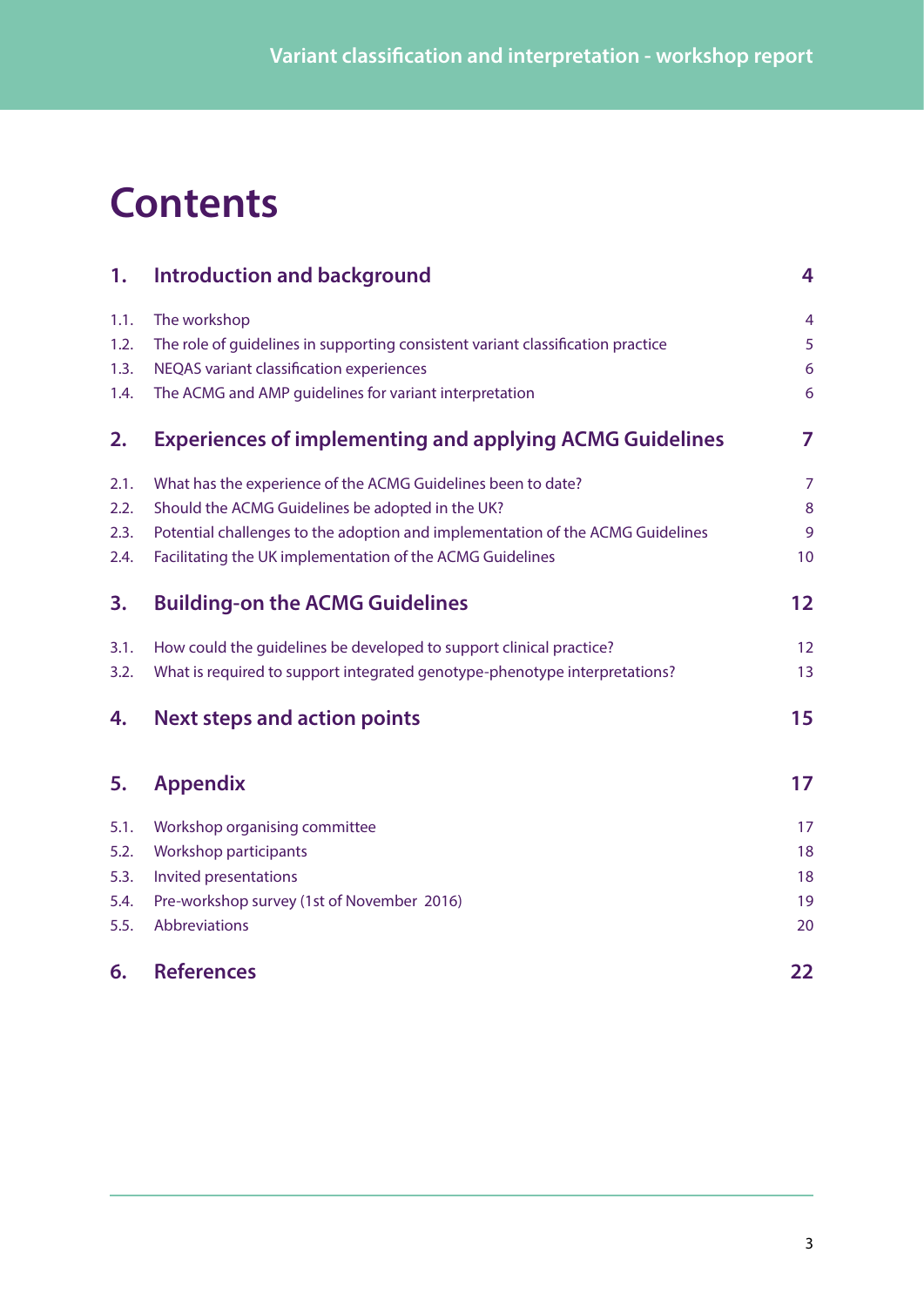# Contents

| | | |
|---|---|---|
| **1.** | **Introduction and background** | **4** |
| 1.1. | The workshop | 4 |
| 1.2. | The role of guidelines in supporting consistent variant classification practice | 5 |
| 1.3. | NEQAS variant classification experiences | 6 |
| 1.4. | The ACMG and AMP guidelines for variant interpretation | 6 |
| **2.** | **Experiences of implementing and applying ACMG Guidelines** | **7** |
| 2.1. | What has the experience of the ACMG Guidelines been to date? | 7 |
| 2.2. | Should the ACMG Guidelines be adopted in the UK? | 8 |
| 2.3. | Potential challenges to the adoption and implementation of the ACMG Guidelines | 9 |
| 2.4. | Facilitating the UK implementation of the ACMG Guidelines | 10 |
| **3.** | **Building-on the ACMG Guidelines** | **12** |
| 3.1. | How could the guidelines be developed to support clinical practice? | 12 |
| 3.2. | What is required to support integrated genotype-phenotype interpretations? | 13 |
| **4.** | **Next steps and action points** | **15** |
| **5.** | **Appendix** | **17** |
| 5.1. | Workshop organising committee | 17 |
| 5.2. | Workshop participants | 18 |
| 5.3. | Invited presentations | 18 |
| 5.4. | Pre-workshop survey (1st of November 2016) | 19 |
| 5.5. | Abbreviations | 20 |
| **6.** | **References** | **22** |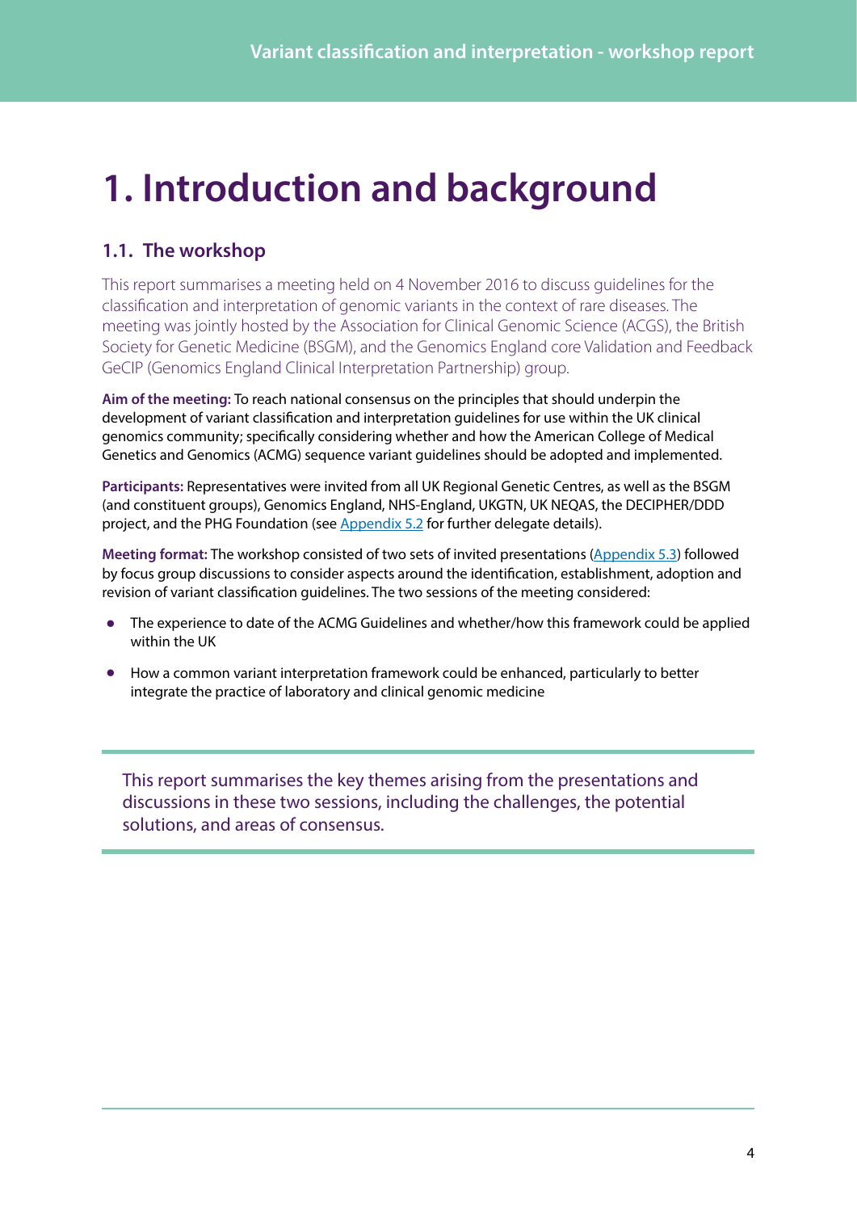# 1. Introduction and background

## 1.1. The workshop

This report summarises a meeting held on 4 November 2016 to discuss guidelines for the classification and interpretation of genomic variants in the context of rare diseases. The meeting was jointly hosted by the Association for Clinical Genomic Science (ACGS), the British Society for Genetic Medicine (BSGM), and the Genomics England core Validation and Feedback GeCIP (Genomics England Clinical Interpretation Partnership) group.

**Aim of the meeting:** To reach national consensus on the principles that should underpin the development of variant classification and interpretation guidelines for use within the UK clinical genomics community; specifically considering whether and how the American College of Medical Genetics and Genomics (ACMG) sequence variant guidelines should be adopted and implemented.

**Participants:** Representatives were invited from all UK Regional Genetic Centres, as well as the BSGM (and constituent groups), Genomics England, NHS-England, UKGTN, UK NEQAS, the DECIPHER/DDD project, and the PHG Foundation (see Appendix 5.2 for further delegate details).

**Meeting format:** The workshop consisted of two sets of invited presentations (Appendix 5.3) followed by focus group discussions to consider aspects around the identification, establishment, adoption and revision of variant classification guidelines. The two sessions of the meeting considered:

- The experience to date of the ACMG Guidelines and whether/how this framework could be applied within the UK
- How a common variant interpretation framework could be enhanced, particularly to better integrate the practice of laboratory and clinical genomic medicine

This report summarises the key themes arising from the presentations and discussions in these two sessions, including the challenges, the potential solutions, and areas of consensus.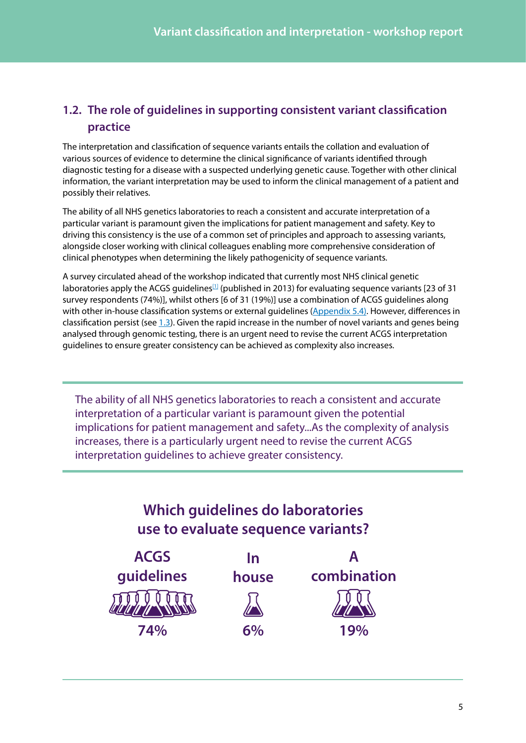## 1.2. The role of guidelines in supporting consistent variant classification practice

The interpretation and classification of sequence variants entails the collation and evaluation of various sources of evidence to determine the clinical significance of variants identified through diagnostic testing for a disease with a suspected underlying genetic cause. Together with other clinical information, the variant interpretation may be used to inform the clinical management of a patient and possibly their relatives.

The ability of all NHS genetics laboratories to reach a consistent and accurate interpretation of a particular variant is paramount given the implications for patient management and safety. Key to driving this consistency is the use of a common set of principles and approach to assessing variants, alongside closer working with clinical colleagues enabling more comprehensive consideration of clinical phenotypes when determining the likely pathogenicity of sequence variants.

A survey circulated ahead of the workshop indicated that currently most NHS clinical genetic laboratories apply the ACGS guidelines[1] (published in 2013) for evaluating sequence variants [23 of 31 survey respondents (74%)], whilst others [6 of 31 (19%)] use a combination of ACGS guidelines along with other in-house classification systems or external guidelines (Appendix 5.4). However, differences in classification persist (see 1.3). Given the rapid increase in the number of novel variants and genes being analysed through genomic testing, there is an urgent need to revise the current ACGS interpretation guidelines to ensure greater consistency can be achieved as complexity also increases.

> The ability of all NHS genetics laboratories to reach a consistent and accurate interpretation of a particular variant is paramount given the potential implications for patient management and safety...As the complexity of analysis increases, there is a particularly urgent need to revise the current ACGS interpretation guidelines to achieve greater consistency.

### Which guidelines do laboratories use to evaluate sequence variants?

| ACGS guidelines | In house | A combination |
|---|---|---|
| 74% | 6% | 19% |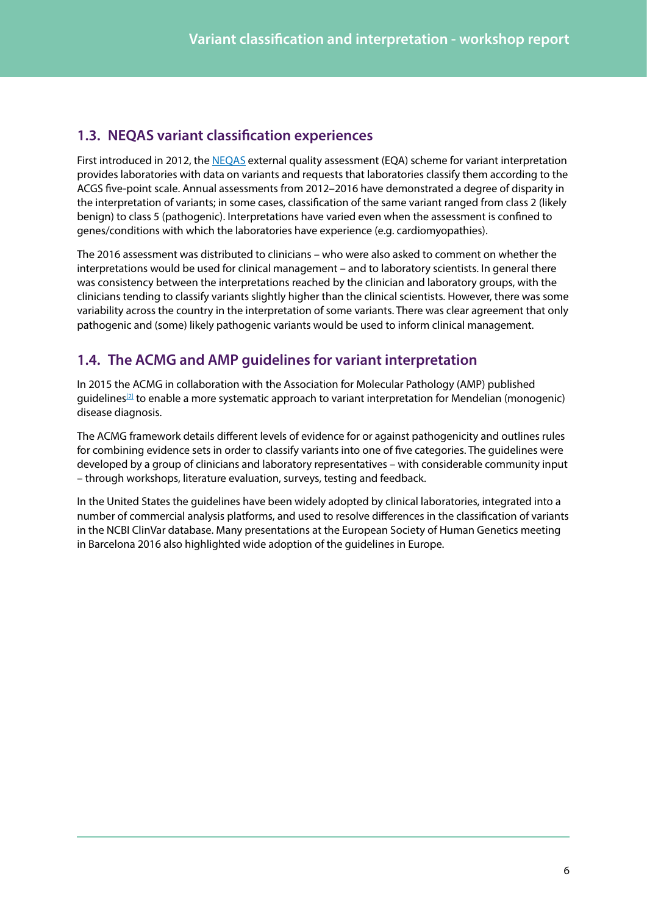## 1.3. NEQAS variant classification experiences

First introduced in 2012, the NEQAS external quality assessment (EQA) scheme for variant interpretation provides laboratories with data on variants and requests that laboratories classify them according to the ACGS five-point scale. Annual assessments from 2012–2016 have demonstrated a degree of disparity in the interpretation of variants; in some cases, classification of the same variant ranged from class 2 (likely benign) to class 5 (pathogenic). Interpretations have varied even when the assessment is confined to genes/conditions with which the laboratories have experience (e.g. cardiomyopathies).

The 2016 assessment was distributed to clinicians – who were also asked to comment on whether the interpretations would be used for clinical management – and to laboratory scientists. In general there was consistency between the interpretations reached by the clinician and laboratory groups, with the clinicians tending to classify variants slightly higher than the clinical scientists. However, there was some variability across the country in the interpretation of some variants. There was clear agreement that only pathogenic and (some) likely pathogenic variants would be used to inform clinical management.

## 1.4. The ACMG and AMP guidelines for variant interpretation

In 2015 the ACMG in collaboration with the Association for Molecular Pathology (AMP) published guidelines[2] to enable a more systematic approach to variant interpretation for Mendelian (monogenic) disease diagnosis.

The ACMG framework details different levels of evidence for or against pathogenicity and outlines rules for combining evidence sets in order to classify variants into one of five categories. The guidelines were developed by a group of clinicians and laboratory representatives – with considerable community input – through workshops, literature evaluation, surveys, testing and feedback.

In the United States the guidelines have been widely adopted by clinical laboratories, integrated into a number of commercial analysis platforms, and used to resolve differences in the classification of variants in the NCBI ClinVar database. Many presentations at the European Society of Human Genetics meeting in Barcelona 2016 also highlighted wide adoption of the guidelines in Europe.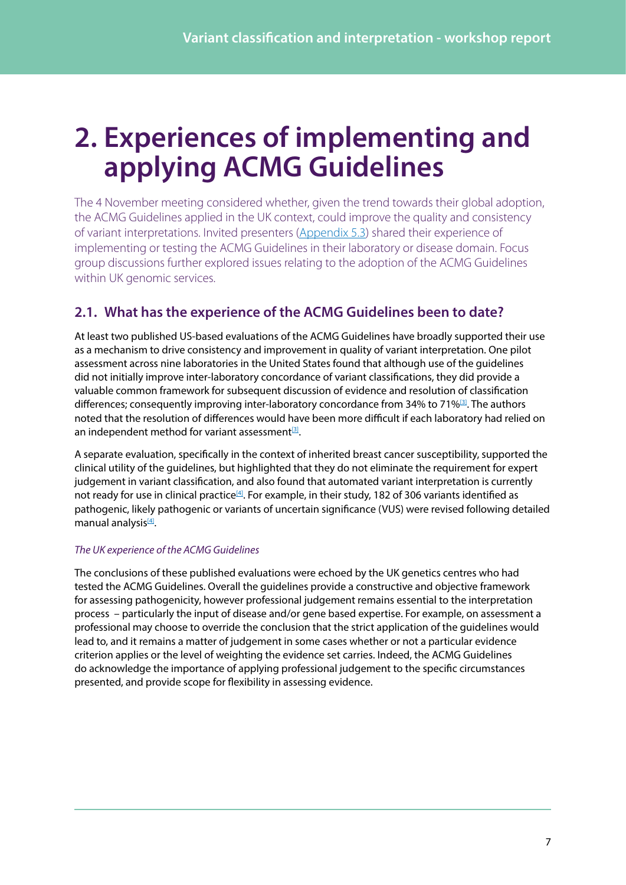# 2. Experiences of implementing and applying ACMG Guidelines

The 4 November meeting considered whether, given the trend towards their global adoption, the ACMG Guidelines applied in the UK context, could improve the quality and consistency of variant interpretations. Invited presenters (Appendix 5.3) shared their experience of implementing or testing the ACMG Guidelines in their laboratory or disease domain. Focus group discussions further explored issues relating to the adoption of the ACMG Guidelines within UK genomic services.

## 2.1. What has the experience of the ACMG Guidelines been to date?

At least two published US-based evaluations of the ACMG Guidelines have broadly supported their use as a mechanism to drive consistency and improvement in quality of variant interpretation. One pilot assessment across nine laboratories in the United States found that although use of the guidelines did not initially improve inter-laboratory concordance of variant classifications, they did provide a valuable common framework for subsequent discussion of evidence and resolution of classification differences; consequently improving inter-laboratory concordance from 34% to 71%[3]. The authors noted that the resolution of differences would have been more difficult if each laboratory had relied on an independent method for variant assessment[3].

A separate evaluation, specifically in the context of inherited breast cancer susceptibility, supported the clinical utility of the guidelines, but highlighted that they do not eliminate the requirement for expert judgement in variant classification, and also found that automated variant interpretation is currently not ready for use in clinical practice[4]. For example, in their study, 182 of 306 variants identified as pathogenic, likely pathogenic or variants of uncertain significance (VUS) were revised following detailed manual analysis[4].

*The UK experience of the ACMG Guidelines*

The conclusions of these published evaluations were echoed by the UK genetics centres who had tested the ACMG Guidelines. Overall the guidelines provide a constructive and objective framework for assessing pathogenicity, however professional judgement remains essential to the interpretation process – particularly the input of disease and/or gene based expertise. For example, on assessment a professional may choose to override the conclusion that the strict application of the guidelines would lead to, and it remains a matter of judgement in some cases whether or not a particular evidence criterion applies or the level of weighting the evidence set carries. Indeed, the ACMG Guidelines do acknowledge the importance of applying professional judgement to the specific circumstances presented, and provide scope for flexibility in assessing evidence.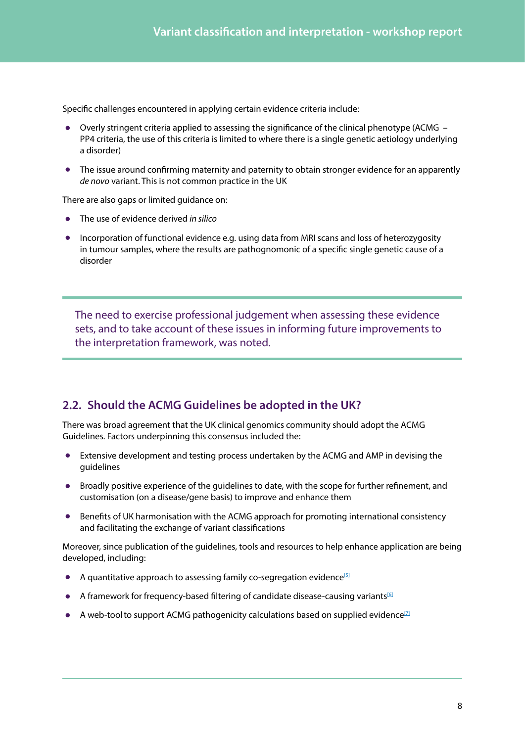Specific challenges encountered in applying certain evidence criteria include:

- Overly stringent criteria applied to assessing the significance of the clinical phenotype (ACMG – PP4 criteria, the use of this criteria is limited to where there is a single genetic aetiology underlying a disorder)
- The issue around confirming maternity and paternity to obtain stronger evidence for an apparently *de novo* variant. This is not common practice in the UK

There are also gaps or limited guidance on:

- The use of evidence derived *in silico*
- Incorporation of functional evidence e.g. using data from MRI scans and loss of heterozygosity in tumour samples, where the results are pathognomonic of a specific single genetic cause of a disorder

> The need to exercise professional judgement when assessing these evidence sets, and to take account of these issues in informing future improvements to the interpretation framework, was noted.

## 2.2. Should the ACMG Guidelines be adopted in the UK?

There was broad agreement that the UK clinical genomics community should adopt the ACMG Guidelines. Factors underpinning this consensus included the:

- Extensive development and testing process undertaken by the ACMG and AMP in devising the guidelines
- Broadly positive experience of the guidelines to date, with the scope for further refinement, and customisation (on a disease/gene basis) to improve and enhance them
- Benefits of UK harmonisation with the ACMG approach for promoting international consistency and facilitating the exchange of variant classifications

Moreover, since publication of the guidelines, tools and resources to help enhance application are being developed, including:

- A quantitative approach to assessing family co-segregation evidence[5]
- A framework for frequency-based filtering of candidate disease-causing variants[6]
- A web-tool to support ACMG pathogenicity calculations based on supplied evidence[7]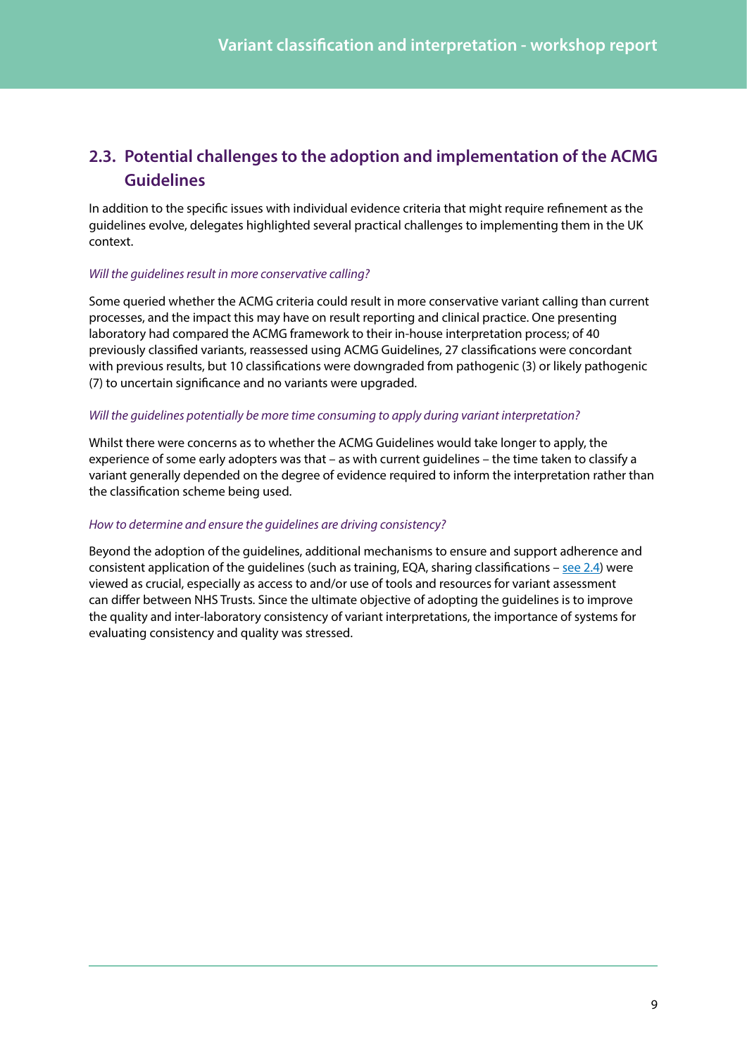## 2.3. Potential challenges to the adoption and implementation of the ACMG Guidelines

In addition to the specific issues with individual evidence criteria that might require refinement as the guidelines evolve, delegates highlighted several practical challenges to implementing them in the UK context.

*Will the guidelines result in more conservative calling?*

Some queried whether the ACMG criteria could result in more conservative variant calling than current processes, and the impact this may have on result reporting and clinical practice. One presenting laboratory had compared the ACMG framework to their in-house interpretation process; of 40 previously classified variants, reassessed using ACMG Guidelines, 27 classifications were concordant with previous results, but 10 classifications were downgraded from pathogenic (3) or likely pathogenic (7) to uncertain significance and no variants were upgraded.

*Will the guidelines potentially be more time consuming to apply during variant interpretation?*

Whilst there were concerns as to whether the ACMG Guidelines would take longer to apply, the experience of some early adopters was that – as with current guidelines – the time taken to classify a variant generally depended on the degree of evidence required to inform the interpretation rather than the classification scheme being used.

*How to determine and ensure the guidelines are driving consistency?*

Beyond the adoption of the guidelines, additional mechanisms to ensure and support adherence and consistent application of the guidelines (such as training, EQA, sharing classifications – see 2.4) were viewed as crucial, especially as access to and/or use of tools and resources for variant assessment can differ between NHS Trusts. Since the ultimate objective of adopting the guidelines is to improve the quality and inter-laboratory consistency of variant interpretations, the importance of systems for evaluating consistency and quality was stressed.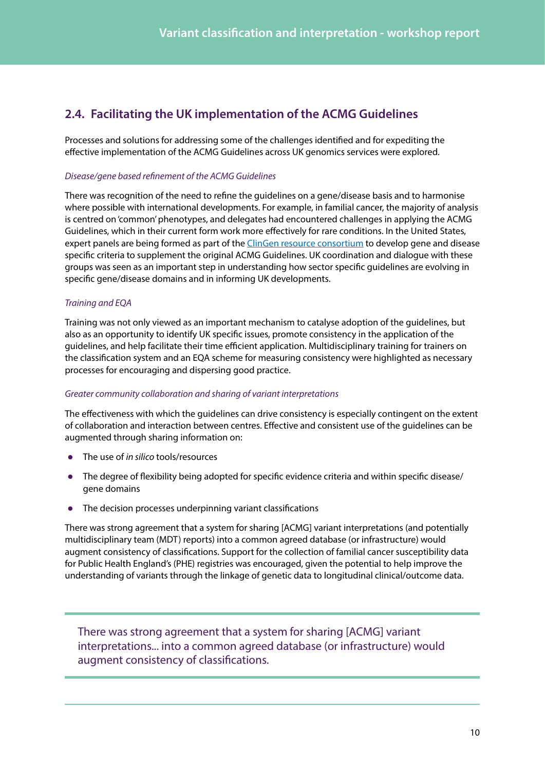## 2.4. Facilitating the UK implementation of the ACMG Guidelines

Processes and solutions for addressing some of the challenges identified and for expediting the effective implementation of the ACMG Guidelines across UK genomics services were explored.

*Disease/gene based refinement of the ACMG Guidelines*

There was recognition of the need to refine the guidelines on a gene/disease basis and to harmonise where possible with international developments. For example, in familial cancer, the majority of analysis is centred on 'common' phenotypes, and delegates had encountered challenges in applying the ACMG Guidelines, which in their current form work more effectively for rare conditions. In the United States, expert panels are being formed as part of the ClinGen resource consortium to develop gene and disease specific criteria to supplement the original ACMG Guidelines. UK coordination and dialogue with these groups was seen as an important step in understanding how sector specific guidelines are evolving in specific gene/disease domains and in informing UK developments.

*Training and EQA*

Training was not only viewed as an important mechanism to catalyse adoption of the guidelines, but also as an opportunity to identify UK specific issues, promote consistency in the application of the guidelines, and help facilitate their time efficient application. Multidisciplinary training for trainers on the classification system and an EQA scheme for measuring consistency were highlighted as necessary processes for encouraging and dispersing good practice.

*Greater community collaboration and sharing of variant interpretations*

The effectiveness with which the guidelines can drive consistency is especially contingent on the extent of collaboration and interaction between centres. Effective and consistent use of the guidelines can be augmented through sharing information on:

- The use of *in silico* tools/resources
- The degree of flexibility being adopted for specific evidence criteria and within specific disease/ gene domains
- The decision processes underpinning variant classifications

There was strong agreement that a system for sharing [ACMG] variant interpretations (and potentially multidisciplinary team (MDT) reports) into a common agreed database (or infrastructure) would augment consistency of classifications. Support for the collection of familial cancer susceptibility data for Public Health England's (PHE) registries was encouraged, given the potential to help improve the understanding of variants through the linkage of genetic data to longitudinal clinical/outcome data.

> There was strong agreement that a system for sharing [ACMG] variant interpretations... into a common agreed database (or infrastructure) would augment consistency of classifications.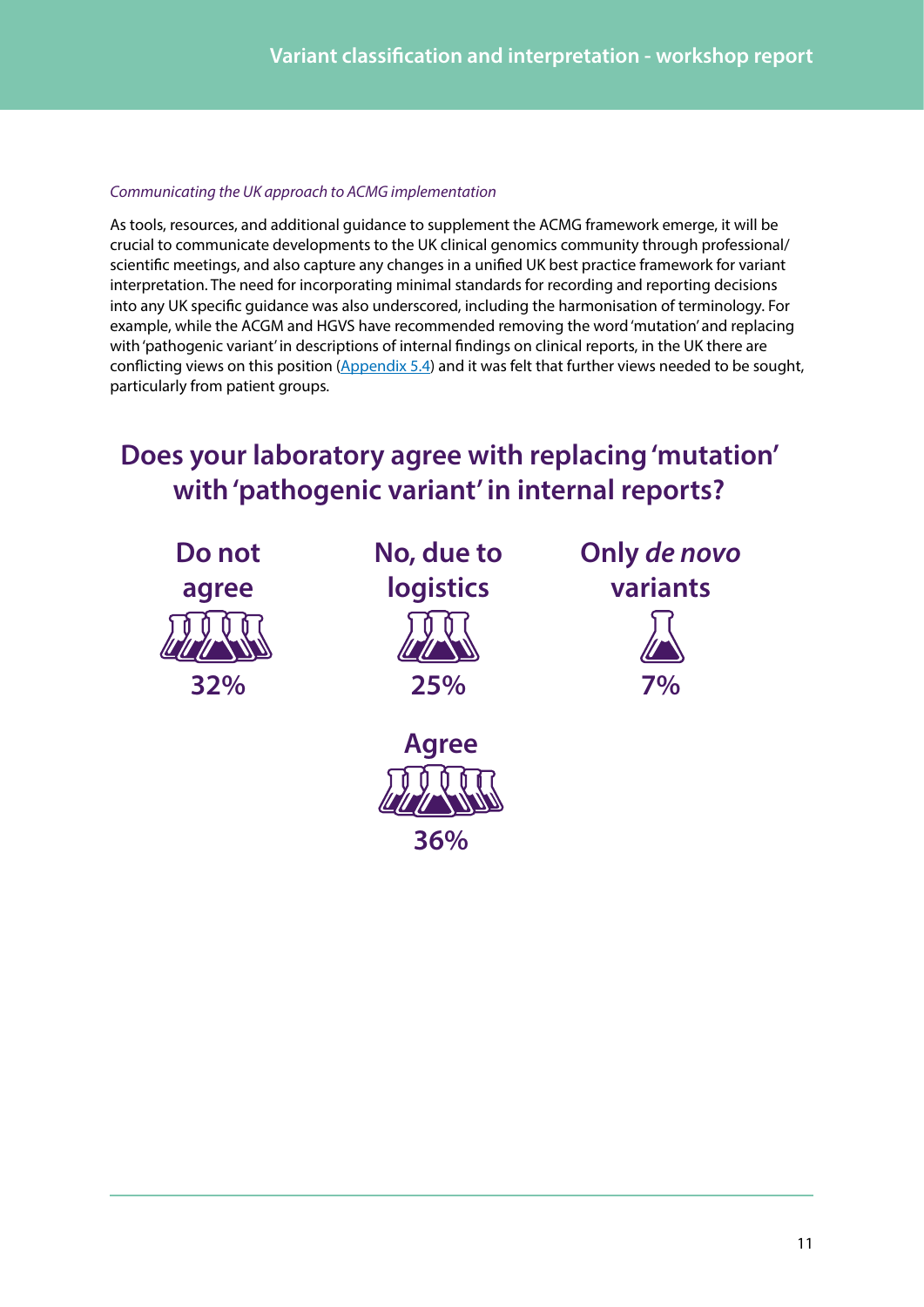*Communicating the UK approach to ACMG implementation*

As tools, resources, and additional guidance to supplement the ACMG framework emerge, it will be crucial to communicate developments to the UK clinical genomics community through professional/scientific meetings, and also capture any changes in a unified UK best practice framework for variant interpretation. The need for incorporating minimal standards for recording and reporting decisions into any UK specific guidance was also underscored, including the harmonisation of terminology. For example, while the ACGM and HGVS have recommended removing the word 'mutation' and replacing with 'pathogenic variant' in descriptions of internal findings on clinical reports, in the UK there are conflicting views on this position (Appendix 5.4) and it was felt that further views needed to be sought, particularly from patient groups.

## Does your laboratory agree with replacing 'mutation' with 'pathogenic variant' in internal reports?

**Do not agree**
**32%**

**No, due to logistics**
**25%**

**Only *de novo* variants**
**7%**

**Agree**
**36%**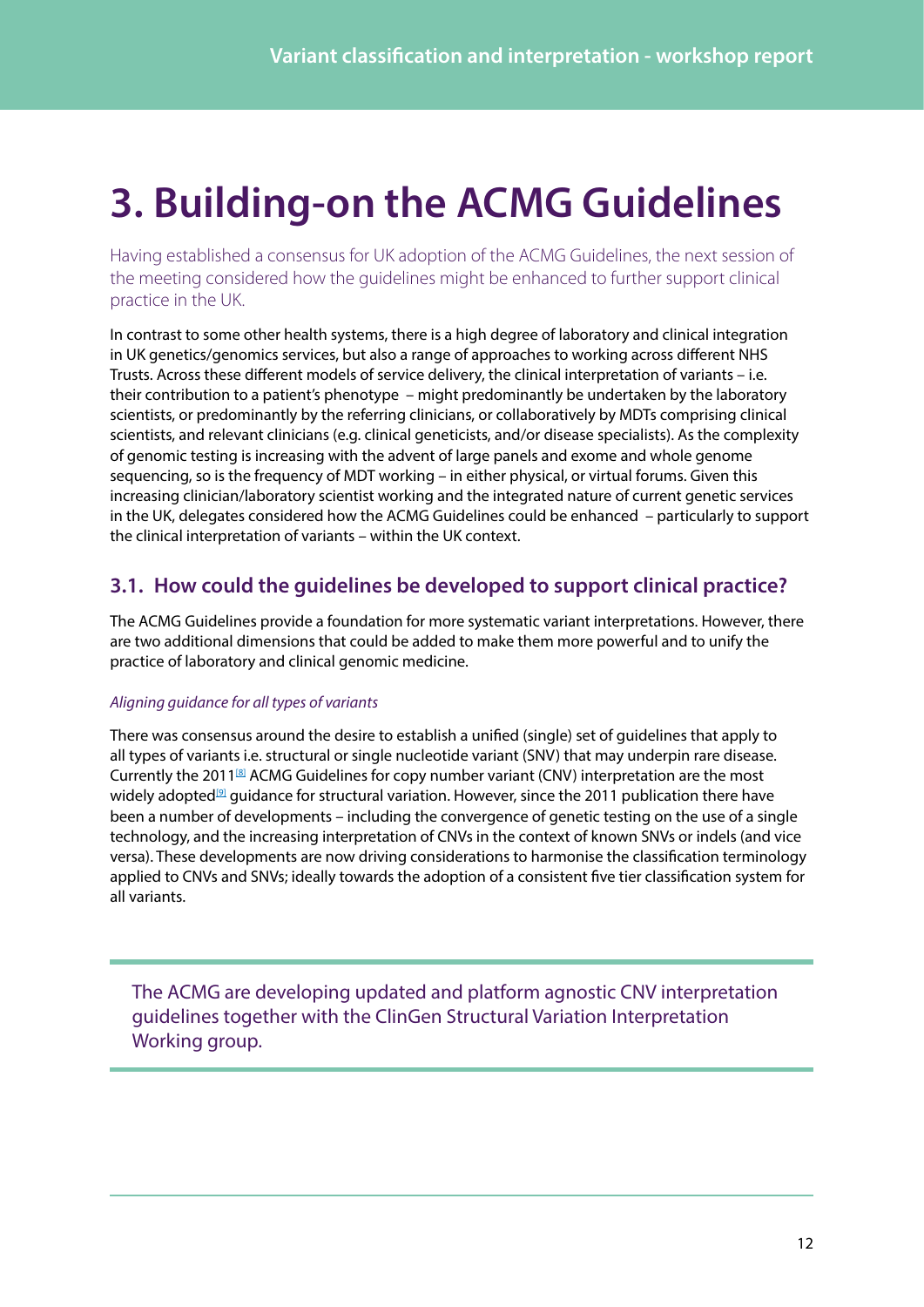# 3. Building-on the ACMG Guidelines

Having established a consensus for UK adoption of the ACMG Guidelines, the next session of the meeting considered how the guidelines might be enhanced to further support clinical practice in the UK.

In contrast to some other health systems, there is a high degree of laboratory and clinical integration in UK genetics/genomics services, but also a range of approaches to working across different NHS Trusts. Across these different models of service delivery, the clinical interpretation of variants – i.e. their contribution to a patient's phenotype – might predominantly be undertaken by the laboratory scientists, or predominantly by the referring clinicians, or collaboratively by MDTs comprising clinical scientists, and relevant clinicians (e.g. clinical geneticists, and/or disease specialists). As the complexity of genomic testing is increasing with the advent of large panels and exome and whole genome sequencing, so is the frequency of MDT working – in either physical, or virtual forums. Given this increasing clinician/laboratory scientist working and the integrated nature of current genetic services in the UK, delegates considered how the ACMG Guidelines could be enhanced – particularly to support the clinical interpretation of variants – within the UK context.

## 3.1. How could the guidelines be developed to support clinical practice?

The ACMG Guidelines provide a foundation for more systematic variant interpretations. However, there are two additional dimensions that could be added to make them more powerful and to unify the practice of laboratory and clinical genomic medicine.

*Aligning guidance for all types of variants*

There was consensus around the desire to establish a unified (single) set of guidelines that apply to all types of variants i.e. structural or single nucleotide variant (SNV) that may underpin rare disease. Currently the 2011[8] ACMG Guidelines for copy number variant (CNV) interpretation are the most widely adopted[9] guidance for structural variation. However, since the 2011 publication there have been a number of developments – including the convergence of genetic testing on the use of a single technology, and the increasing interpretation of CNVs in the context of known SNVs or indels (and vice versa). These developments are now driving considerations to harmonise the classification terminology applied to CNVs and SNVs; ideally towards the adoption of a consistent five tier classification system for all variants.

> The ACMG are developing updated and platform agnostic CNV interpretation guidelines together with the ClinGen Structural Variation Interpretation Working group.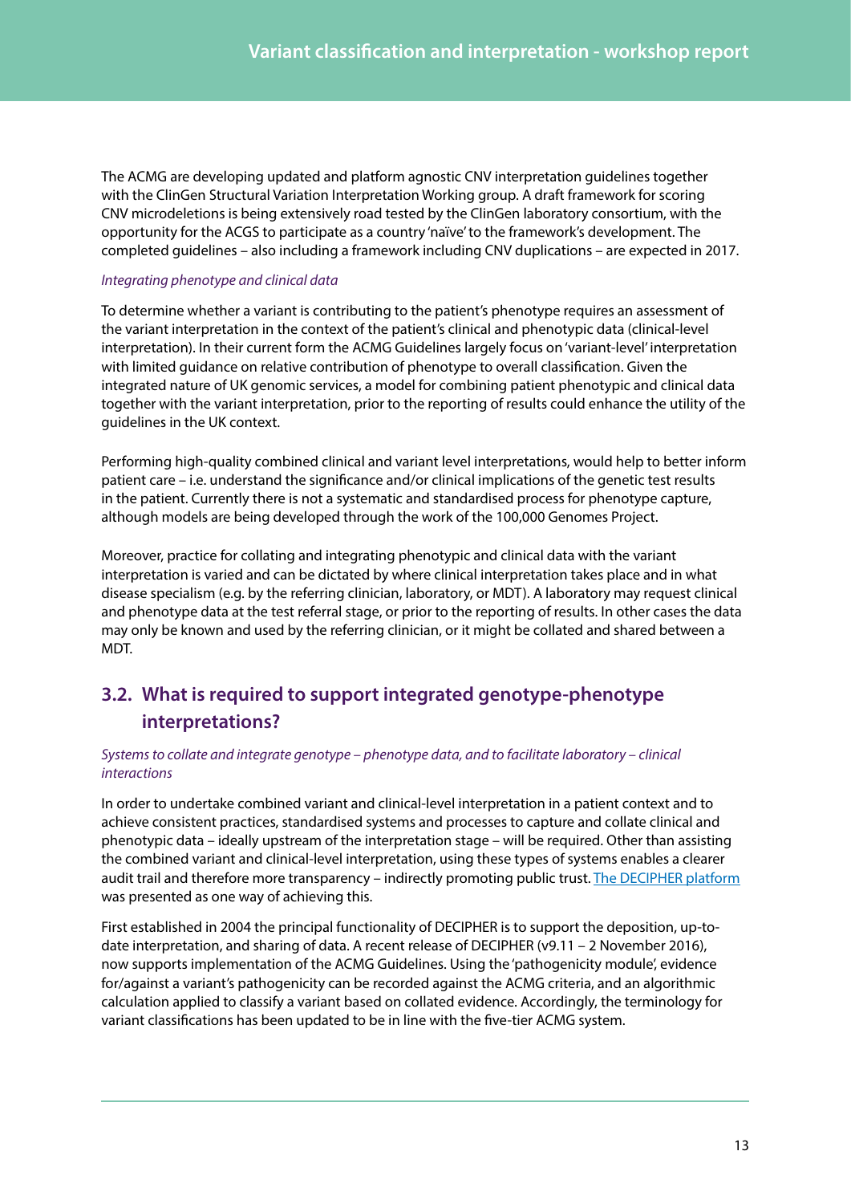The ACMG are developing updated and platform agnostic CNV interpretation guidelines together with the ClinGen Structural Variation Interpretation Working group. A draft framework for scoring CNV microdeletions is being extensively road tested by the ClinGen laboratory consortium, with the opportunity for the ACGS to participate as a country 'naïve' to the framework's development. The completed guidelines – also including a framework including CNV duplications – are expected in 2017.

*Integrating phenotype and clinical data*

To determine whether a variant is contributing to the patient's phenotype requires an assessment of the variant interpretation in the context of the patient's clinical and phenotypic data (clinical-level interpretation). In their current form the ACMG Guidelines largely focus on 'variant-level' interpretation with limited guidance on relative contribution of phenotype to overall classification. Given the integrated nature of UK genomic services, a model for combining patient phenotypic and clinical data together with the variant interpretation, prior to the reporting of results could enhance the utility of the guidelines in the UK context.

Performing high-quality combined clinical and variant level interpretations, would help to better inform patient care – i.e. understand the significance and/or clinical implications of the genetic test results in the patient. Currently there is not a systematic and standardised process for phenotype capture, although models are being developed through the work of the 100,000 Genomes Project.

Moreover, practice for collating and integrating phenotypic and clinical data with the variant interpretation is varied and can be dictated by where clinical interpretation takes place and in what disease specialism (e.g. by the referring clinician, laboratory, or MDT). A laboratory may request clinical and phenotype data at the test referral stage, or prior to the reporting of results. In other cases the data may only be known and used by the referring clinician, or it might be collated and shared between a MDT.

## 3.2. What is required to support integrated genotype-phenotype interpretations?

*Systems to collate and integrate genotype – phenotype data, and to facilitate laboratory – clinical interactions*

In order to undertake combined variant and clinical-level interpretation in a patient context and to achieve consistent practices, standardised systems and processes to capture and collate clinical and phenotypic data – ideally upstream of the interpretation stage – will be required. Other than assisting the combined variant and clinical-level interpretation, using these types of systems enables a clearer audit trail and therefore more transparency – indirectly promoting public trust. The DECIPHER platform was presented as one way of achieving this.

First established in 2004 the principal functionality of DECIPHER is to support the deposition, up-to-date interpretation, and sharing of data. A recent release of DECIPHER (v9.11 – 2 November 2016), now supports implementation of the ACMG Guidelines. Using the 'pathogenicity module', evidence for/against a variant's pathogenicity can be recorded against the ACMG criteria, and an algorithmic calculation applied to classify a variant based on collated evidence. Accordingly, the terminology for variant classifications has been updated to be in line with the five-tier ACMG system.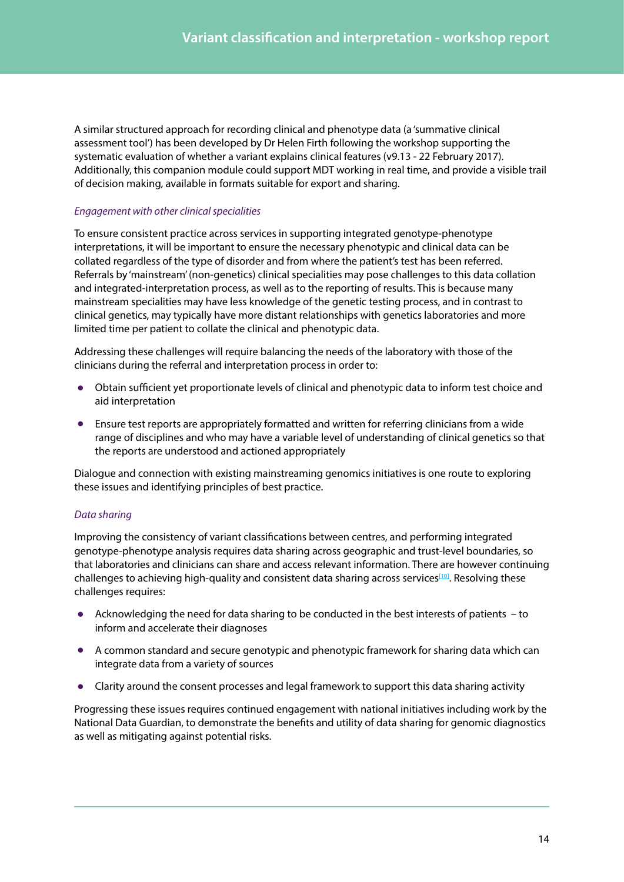A similar structured approach for recording clinical and phenotype data (a 'summative clinical assessment tool') has been developed by Dr Helen Firth following the workshop supporting the systematic evaluation of whether a variant explains clinical features (v9.13 - 22 February 2017). Additionally, this companion module could support MDT working in real time, and provide a visible trail of decision making, available in formats suitable for export and sharing.

*Engagement with other clinical specialities*

To ensure consistent practice across services in supporting integrated genotype-phenotype interpretations, it will be important to ensure the necessary phenotypic and clinical data can be collated regardless of the type of disorder and from where the patient's test has been referred. Referrals by 'mainstream' (non-genetics) clinical specialities may pose challenges to this data collation and integrated-interpretation process, as well as to the reporting of results. This is because many mainstream specialities may have less knowledge of the genetic testing process, and in contrast to clinical genetics, may typically have more distant relationships with genetics laboratories and more limited time per patient to collate the clinical and phenotypic data.

Addressing these challenges will require balancing the needs of the laboratory with those of the clinicians during the referral and interpretation process in order to:

- Obtain sufficient yet proportionate levels of clinical and phenotypic data to inform test choice and aid interpretation
- Ensure test reports are appropriately formatted and written for referring clinicians from a wide range of disciplines and who may have a variable level of understanding of clinical genetics so that the reports are understood and actioned appropriately

Dialogue and connection with existing mainstreaming genomics initiatives is one route to exploring these issues and identifying principles of best practice.

*Data sharing*

Improving the consistency of variant classifications between centres, and performing integrated genotype-phenotype analysis requires data sharing across geographic and trust-level boundaries, so that laboratories and clinicians can share and access relevant information. There are however continuing challenges to achieving high-quality and consistent data sharing across services[10]. Resolving these challenges requires:

- Acknowledging the need for data sharing to be conducted in the best interests of patients – to inform and accelerate their diagnoses
- A common standard and secure genotypic and phenotypic framework for sharing data which can integrate data from a variety of sources
- Clarity around the consent processes and legal framework to support this data sharing activity

Progressing these issues requires continued engagement with national initiatives including work by the National Data Guardian, to demonstrate the benefits and utility of data sharing for genomic diagnostics as well as mitigating against potential risks.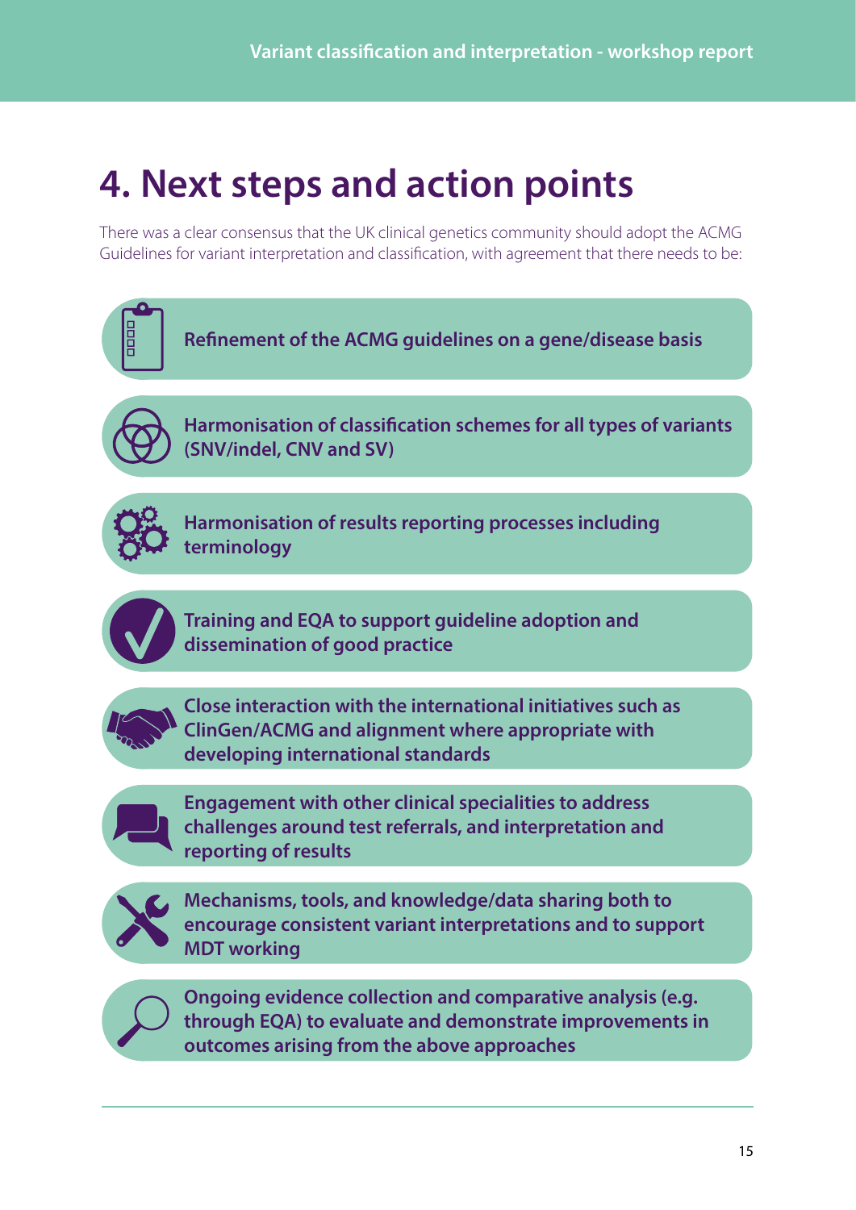# 4. Next steps and action points

There was a clear consensus that the UK clinical genetics community should adopt the ACMG Guidelines for variant interpretation and classification, with agreement that there needs to be:

- **Refinement of the ACMG guidelines on a gene/disease basis**
- **Harmonisation of classification schemes for all types of variants (SNV/indel, CNV and SV)**
- **Harmonisation of results reporting processes including terminology**
- **Training and EQA to support guideline adoption and dissemination of good practice**
- **Close interaction with the international initiatives such as ClinGen/ACMG and alignment where appropriate with developing international standards**
- **Engagement with other clinical specialities to address challenges around test referrals, and interpretation and reporting of results**
- **Mechanisms, tools, and knowledge/data sharing both to encourage consistent variant interpretations and to support MDT working**
- **Ongoing evidence collection and comparative analysis (e.g. through EQA) to evaluate and demonstrate improvements in outcomes arising from the above approaches**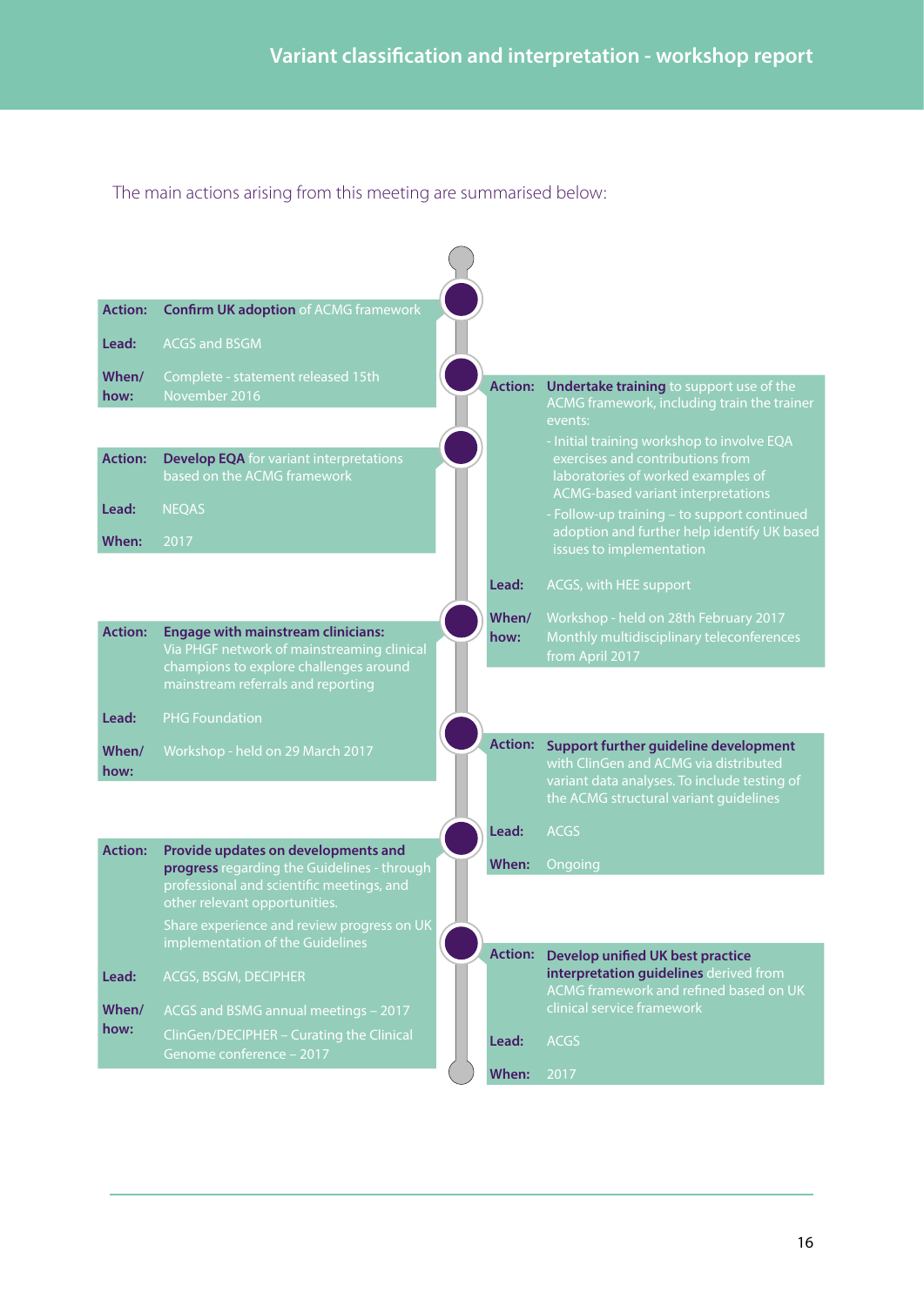The main actions arising from this meeting are summarised below:

**Action:** **Confirm UK adoption** of ACMG framework
**Lead:** ACGS and BSGM
**When/how:** Complete - statement released 15th November 2016

**Action:** **Undertake training** to support use of the ACMG framework, including train the trainer events:
- Initial training workshop to involve EQA exercises and contributions from laboratories of worked examples of ACMG-based variant interpretations
- Follow-up training – to support continued adoption and further help identify UK based issues to implementation

**Lead:** ACGS, with HEE support
**When/how:** Workshop - held on 28th February 2017
Monthly multidisciplinary teleconferences from April 2017

**Action:** **Develop EQA** for variant interpretations based on the ACMG framework
**Lead:** NEQAS
**When:** 2017

**Action:** **Engage with mainstream clinicians:** Via PHGF network of mainstreaming clinical champions to explore challenges around mainstream referrals and reporting
**Lead:** PHG Foundation
**When/how:** Workshop - held on 29 March 2017

**Action:** **Support further guideline development** with ClinGen and ACMG via distributed variant data analyses. To include testing of the ACMG structural variant guidelines
**Lead:** ACGS
**When:** Ongoing

**Action:** **Provide updates on developments and progress** regarding the Guidelines - through professional and scientific meetings, and other relevant opportunities.
Share experience and review progress on UK implementation of the Guidelines
**Lead:** ACGS, BSGM, DECIPHER
**When/how:** ACGS and BSMG annual meetings – 2017
ClinGen/DECIPHER – Curating the Clinical Genome conference – 2017

**Action:** **Develop unified UK best practice interpretation guidelines** derived from ACMG framework and refined based on UK clinical service framework
**Lead:** ACGS
**When:** 2017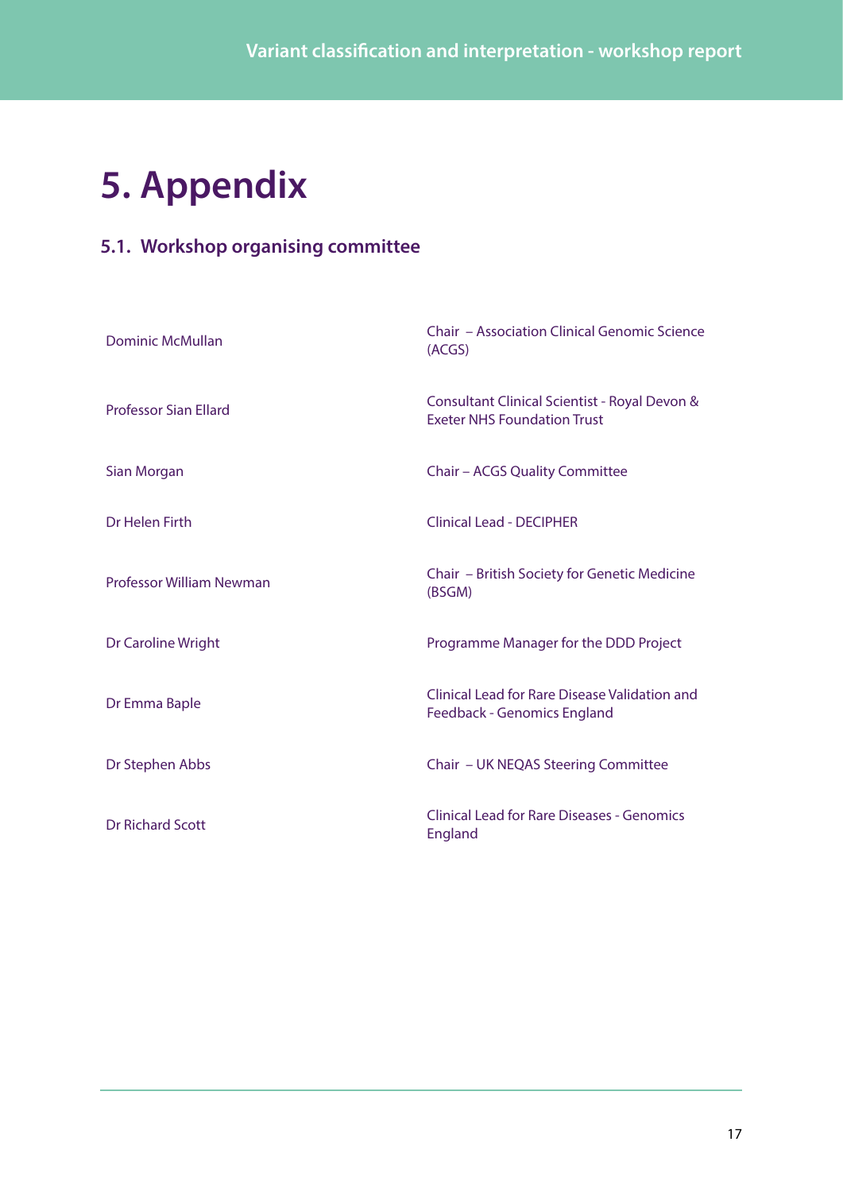# 5. Appendix

## 5.1. Workshop organising committee

| | |
|---|---|
| Dominic McMullan | Chair – Association Clinical Genomic Science (ACGS) |
| Professor Sian Ellard | Consultant Clinical Scientist - Royal Devon & Exeter NHS Foundation Trust |
| Sian Morgan | Chair – ACGS Quality Committee |
| Dr Helen Firth | Clinical Lead - DECIPHER |
| Professor William Newman | Chair – British Society for Genetic Medicine (BSGM) |
| Dr Caroline Wright | Programme Manager for the DDD Project |
| Dr Emma Baple | Clinical Lead for Rare Disease Validation and Feedback - Genomics England |
| Dr Stephen Abbs | Chair – UK NEQAS Steering Committee |
| Dr Richard Scott | Clinical Lead for Rare Diseases - Genomics England |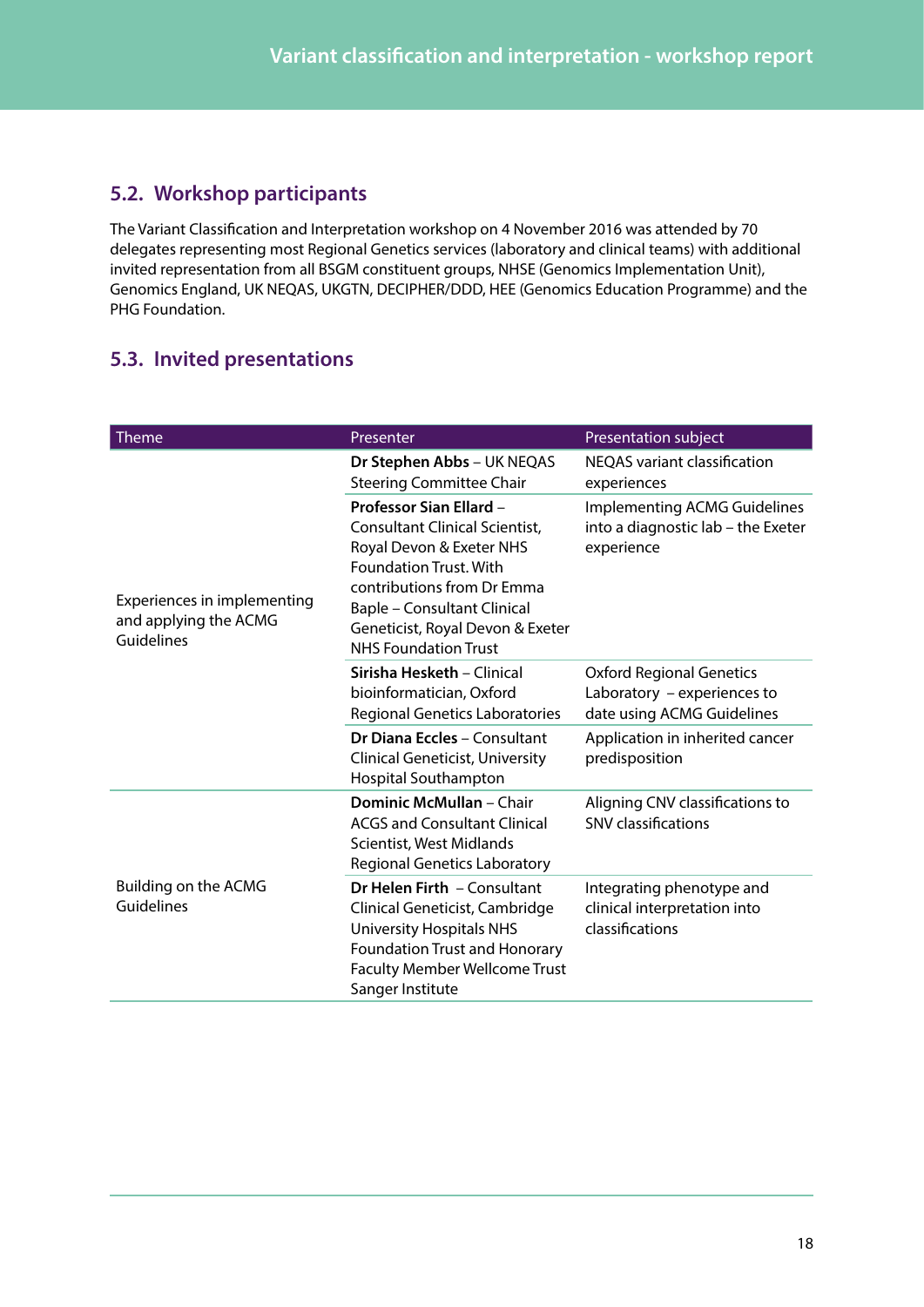## 5.2. Workshop participants

The Variant Classification and Interpretation workshop on 4 November 2016 was attended by 70 delegates representing most Regional Genetics services (laboratory and clinical teams) with additional invited representation from all BSGM constituent groups, NHSE (Genomics Implementation Unit), Genomics England, UK NEQAS, UKGTN, DECIPHER/DDD, HEE (Genomics Education Programme) and the PHG Foundation.

## 5.3. Invited presentations

| Theme | Presenter | Presentation subject |
|---|---|---|
| Experiences in implementing and applying the ACMG Guidelines | **Dr Stephen Abbs** – UK NEQAS Steering Committee Chair | NEQAS variant classification experiences |
| | **Professor Sian Ellard** – Consultant Clinical Scientist, Royal Devon & Exeter NHS Foundation Trust. With contributions from Dr Emma Baple – Consultant Clinical Geneticist, Royal Devon & Exeter NHS Foundation Trust | Implementing ACMG Guidelines into a diagnostic lab – the Exeter experience |
| | **Sirisha Hesketh** – Clinical bioinformatician, Oxford Regional Genetics Laboratories | Oxford Regional Genetics Laboratory – experiences to date using ACMG Guidelines |
| | **Dr Diana Eccles** – Consultant Clinical Geneticist, University Hospital Southampton | Application in inherited cancer predisposition |
| Building on the ACMG Guidelines | **Dominic McMullan** – Chair ACGS and Consultant Clinical Scientist, West Midlands Regional Genetics Laboratory | Aligning CNV classifications to SNV classifications |
| | **Dr Helen Firth** – Consultant Clinical Geneticist, Cambridge University Hospitals NHS Foundation Trust and Honorary Faculty Member Wellcome Trust Sanger Institute | Integrating phenotype and clinical interpretation into classifications |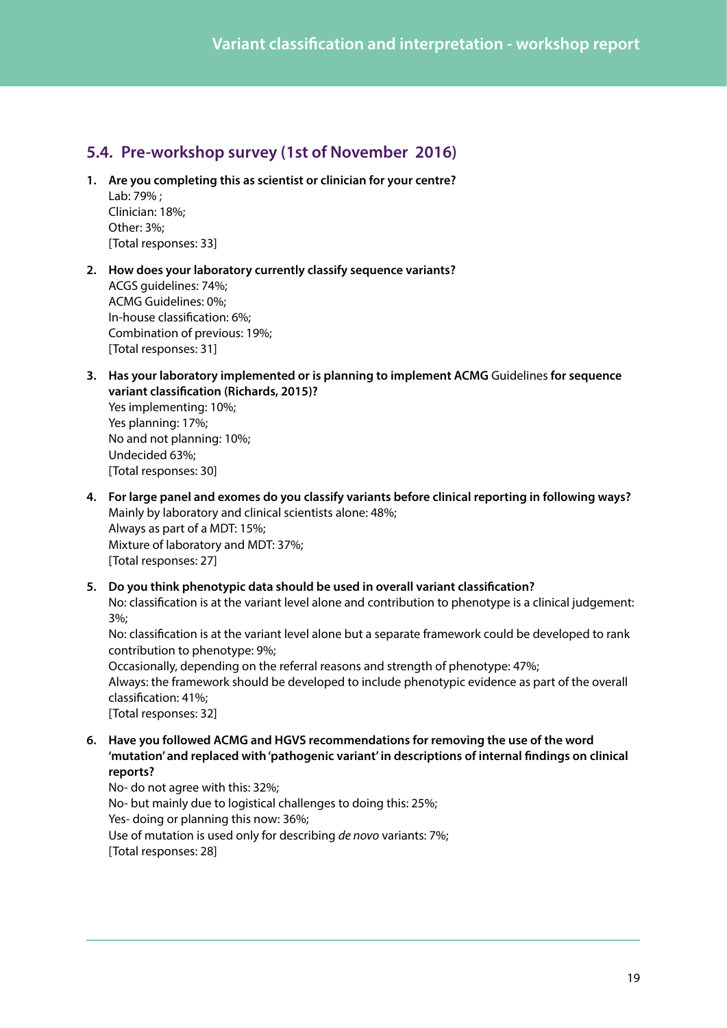## 5.4. Pre-workshop survey (1st of November 2016)

1. **Are you completing this as scientist or clinician for your centre?**
   Lab: 79% ;
   Clinician: 18%;
   Other: 3%;
   [Total responses: 33]

2. **How does your laboratory currently classify sequence variants?**
   ACGS guidelines: 74%;
   ACMG Guidelines: 0%;
   In-house classification: 6%;
   Combination of previous: 19%;
   [Total responses: 31]

3. **Has your laboratory implemented or is planning to implement ACMG** Guidelines **for sequence variant classification (Richards, 2015)?**
   Yes implementing: 10%;
   Yes planning: 17%;
   No and not planning: 10%;
   Undecided 63%;
   [Total responses: 30]

4. **For large panel and exomes do you classify variants before clinical reporting in following ways?**
   Mainly by laboratory and clinical scientists alone: 48%;
   Always as part of a MDT: 15%;
   Mixture of laboratory and MDT: 37%;
   [Total responses: 27]

5. **Do you think phenotypic data should be used in overall variant classification?**
   No: classification is at the variant level alone and contribution to phenotype is a clinical judgement: 3%;
   No: classification is at the variant level alone but a separate framework could be developed to rank contribution to phenotype: 9%;
   Occasionally, depending on the referral reasons and strength of phenotype: 47%;
   Always: the framework should be developed to include phenotypic evidence as part of the overall classification: 41%;
   [Total responses: 32]

6. **Have you followed ACMG and HGVS recommendations for removing the use of the word 'mutation' and replaced with 'pathogenic variant' in descriptions of internal findings on clinical reports?**
   No- do not agree with this: 32%;
   No- but mainly due to logistical challenges to doing this: 25%;
   Yes- doing or planning this now: 36%;
   Use of mutation is used only for describing *de novo* variants: 7%;
   [Total responses: 28]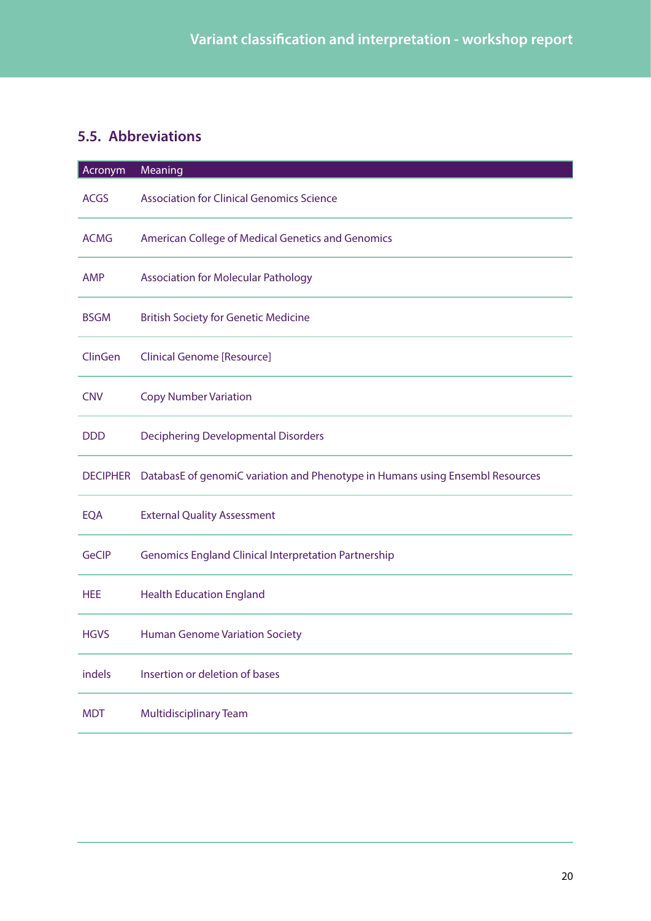## 5.5. Abbreviations

| Acronym | Meaning |
|---|---|
| ACGS | Association for Clinical Genomics Science |
| ACMG | American College of Medical Genetics and Genomics |
| AMP | Association for Molecular Pathology |
| BSGM | British Society for Genetic Medicine |
| ClinGen | Clinical Genome [Resource] |
| CNV | Copy Number Variation |
| DDD | Deciphering Developmental Disorders |
| DECIPHER | DatabasE of genomiC variation and Phenotype in Humans using Ensembl Resources |
| EQA | External Quality Assessment |
| GeCIP | Genomics England Clinical Interpretation Partnership |
| HEE | Health Education England |
| HGVS | Human Genome Variation Society |
| indels | Insertion or deletion of bases |
| MDT | Multidisciplinary Team |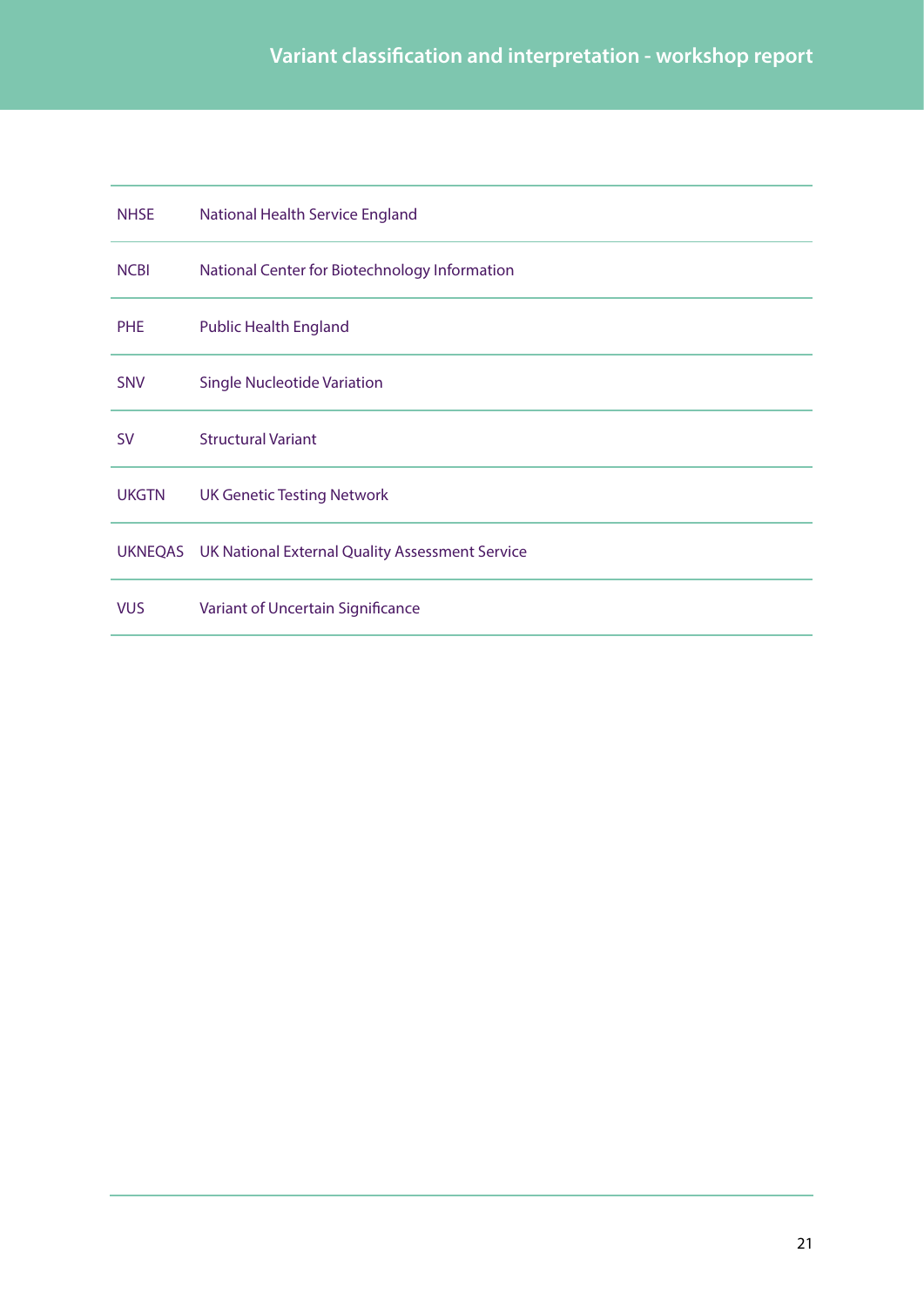| | |
|---|---|
| NHSE | National Health Service England |
| NCBI | National Center for Biotechnology Information |
| PHE | Public Health England |
| SNV | Single Nucleotide Variation |
| SV | Structural Variant |
| UKGTN | UK Genetic Testing Network |
| UKNEQAS | UK National External Quality Assessment Service |
| VUS | Variant of Uncertain Significance |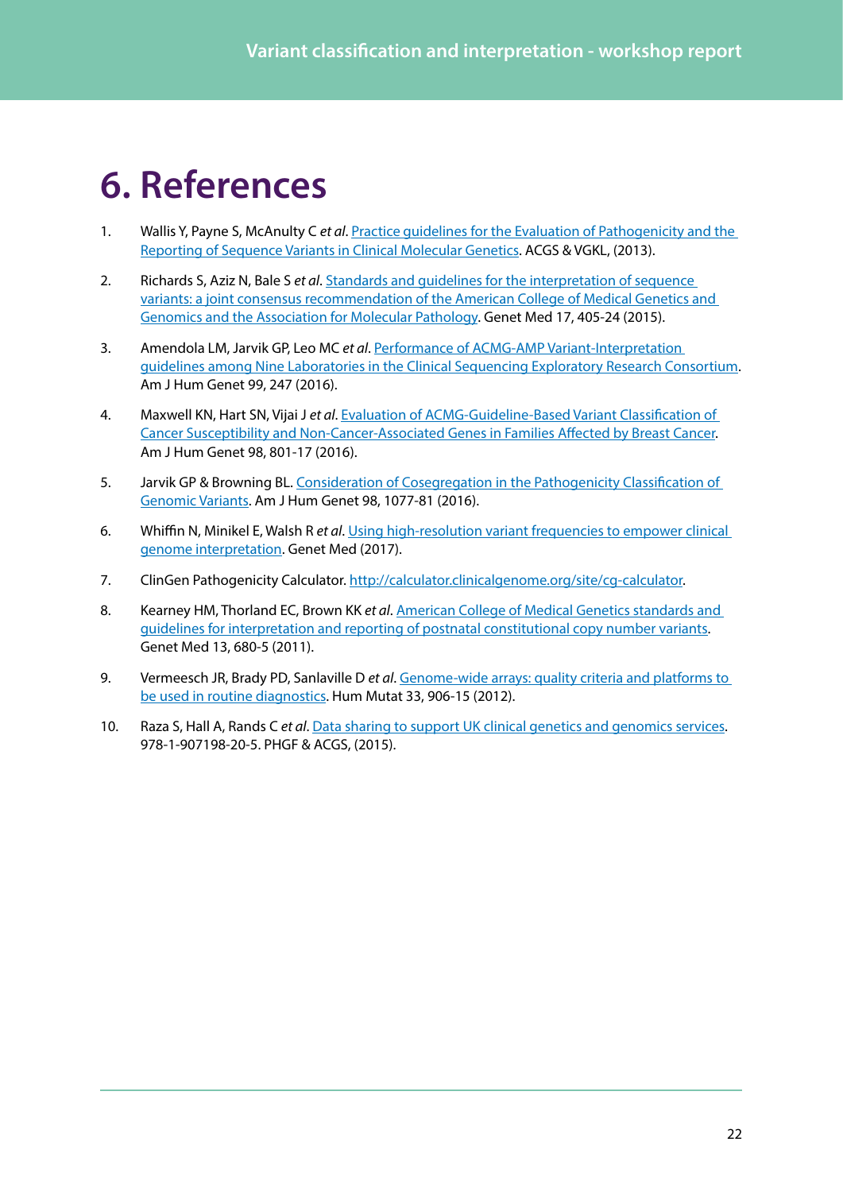# 6. References

1. Wallis Y, Payne S, McAnulty C *et al*. Practice guidelines for the Evaluation of Pathogenicity and the Reporting of Sequence Variants in Clinical Molecular Genetics. ACGS & VGKL, (2013).

2. Richards S, Aziz N, Bale S *et al*. Standards and guidelines for the interpretation of sequence variants: a joint consensus recommendation of the American College of Medical Genetics and Genomics and the Association for Molecular Pathology. Genet Med 17, 405-24 (2015).

3. Amendola LM, Jarvik GP, Leo MC *et al*. Performance of ACMG-AMP Variant-Interpretation guidelines among Nine Laboratories in the Clinical Sequencing Exploratory Research Consortium. Am J Hum Genet 99, 247 (2016).

4. Maxwell KN, Hart SN, Vijai J *et al*. Evaluation of ACMG-Guideline-Based Variant Classification of Cancer Susceptibility and Non-Cancer-Associated Genes in Families Affected by Breast Cancer. Am J Hum Genet 98, 801-17 (2016).

5. Jarvik GP & Browning BL. Consideration of Cosegregation in the Pathogenicity Classification of Genomic Variants. Am J Hum Genet 98, 1077-81 (2016).

6. Whiffin N, Minikel E, Walsh R *et al*. Using high-resolution variant frequencies to empower clinical genome interpretation. Genet Med (2017).

7. ClinGen Pathogenicity Calculator. http://calculator.clinicalgenome.org/site/cg-calculator.

8. Kearney HM, Thorland EC, Brown KK *et al*. American College of Medical Genetics standards and guidelines for interpretation and reporting of postnatal constitutional copy number variants. Genet Med 13, 680-5 (2011).

9. Vermeesch JR, Brady PD, Sanlaville D *et al*. Genome-wide arrays: quality criteria and platforms to be used in routine diagnostics. Hum Mutat 33, 906-15 (2012).

10. Raza S, Hall A, Rands C *et al*. Data sharing to support UK clinical genetics and genomics services. 978-1-907198-20-5. PHGF & ACGS, (2015).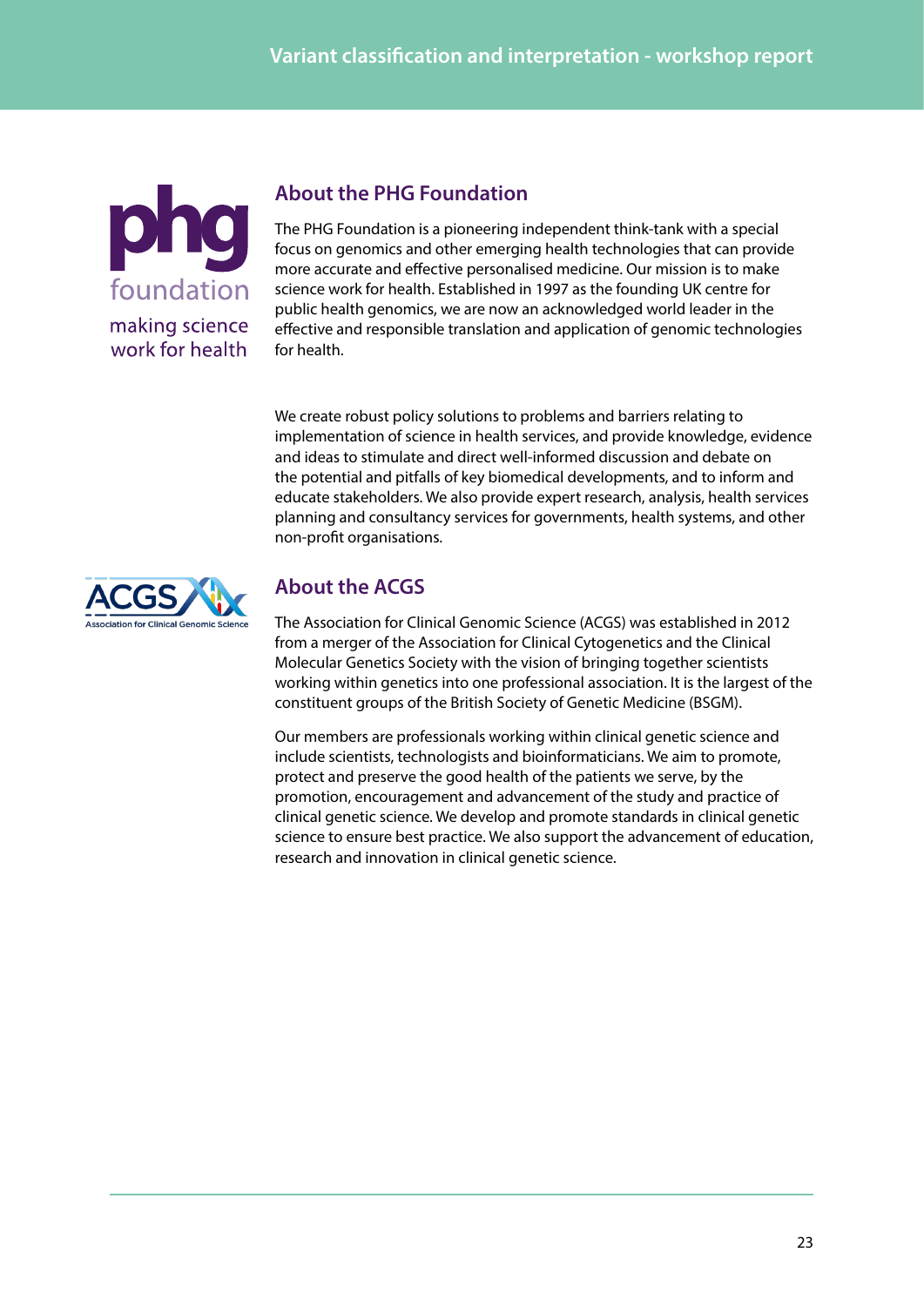## About the PHG Foundation

The PHG Foundation is a pioneering independent think-tank with a special focus on genomics and other emerging health technologies that can provide more accurate and effective personalised medicine. Our mission is to make science work for health. Established in 1997 as the founding UK centre for public health genomics, we are now an acknowledged world leader in the effective and responsible translation and application of genomic technologies for health.

We create robust policy solutions to problems and barriers relating to implementation of science in health services, and provide knowledge, evidence and ideas to stimulate and direct well-informed discussion and debate on the potential and pitfalls of key biomedical developments, and to inform and educate stakeholders. We also provide expert research, analysis, health services planning and consultancy services for governments, health systems, and other non-profit organisations.

## About the ACGS

The Association for Clinical Genomic Science (ACGS) was established in 2012 from a merger of the Association for Clinical Cytogenetics and the Clinical Molecular Genetics Society with the vision of bringing together scientists working within genetics into one professional association. It is the largest of the constituent groups of the British Society of Genetic Medicine (BSGM).

Our members are professionals working within clinical genetic science and include scientists, technologists and bioinformaticians. We aim to promote, protect and preserve the good health of the patients we serve, by the promotion, encouragement and advancement of the study and practice of clinical genetic science. We develop and promote standards in clinical genetic science to ensure best practice. We also support the advancement of education, research and innovation in clinical genetic science.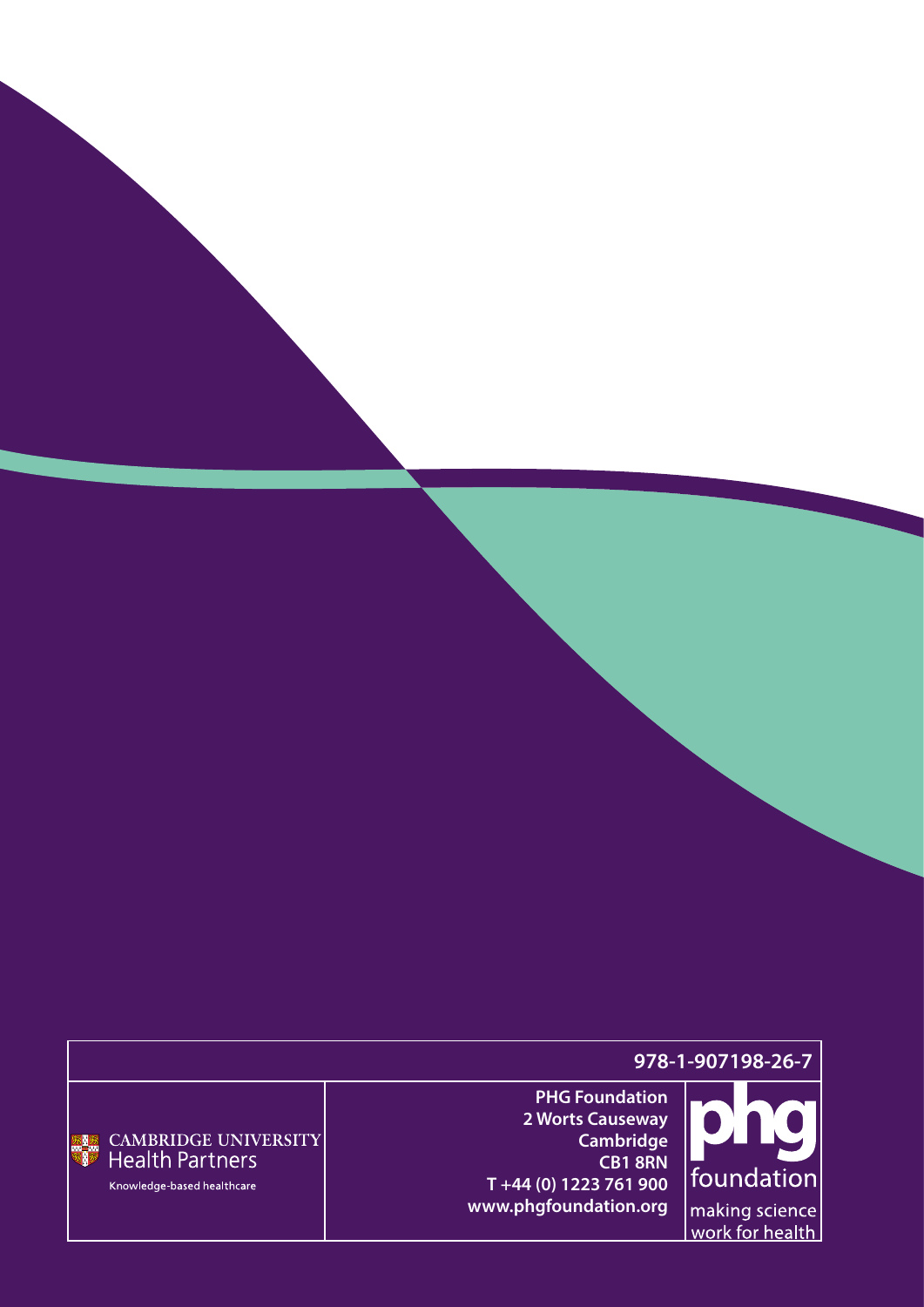978-1-907198-26-7

CAMBRIDGE UNIVERSITY
Health Partners
Knowledge-based healthcare

**PHG Foundation**
**2 Worts Causeway**
**Cambridge**
**CB1 8RN**
**T +44 (0) 1223 761 900**
**www.phgfoundation.org**

phg
foundation
making science work for health